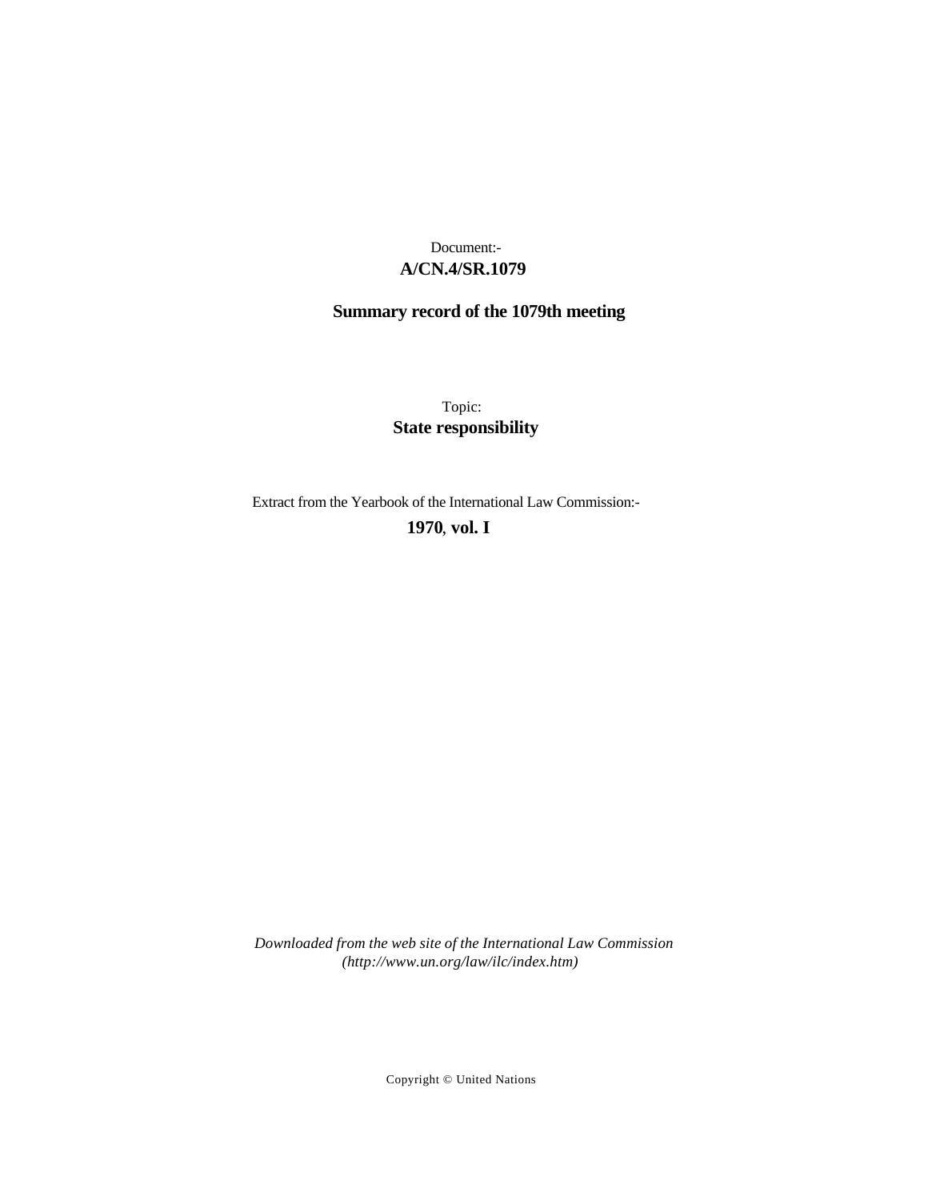Document:-

**A/CN.4/SR.1079**

**Summary record of the 1079th meeting**

Topic:

**State responsibility**

Extract from the Yearbook of the International Law Commission:-

**1970, vol. I**

*Downloaded from the web site of the International Law Commission (http://www.un.org/law/ilc/index.htm)*

Copyright © United Nations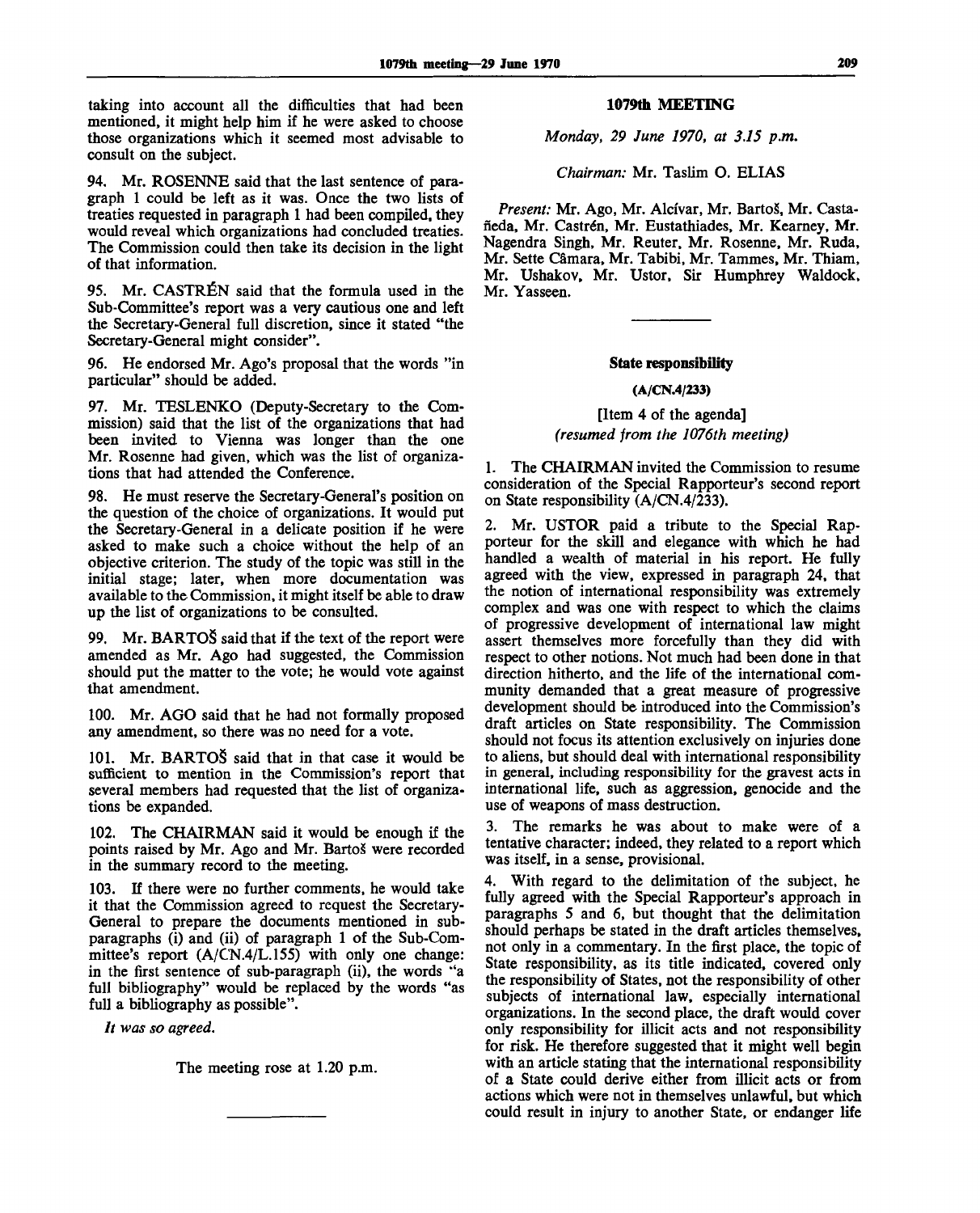taking into account all the difficulties that had been mentioned, it might help him if he were asked to choose those organizations which it seemed most advisable to consult on the subject.

94. Mr. ROSENNE said that the last sentence of paragraph 1 could be left as it was. Once the two lists of treaties requested in paragraph 1 had been compiled, they would reveal which organizations had concluded treaties. The Commission could then take its decision in the light of that information.

95. Mr. CASTRÉN said that the formula used in the Sub-Committee's report was a very cautious one and left the Secretary-General full discretion, since it stated "the Secretary-General might consider".

96. He endorsed Mr. Ago's proposal that the words "in particular" should be added.

97. Mr. TESLENKO (Deputy-Secretary to the Commission) said that the list of the organizations that had been invited to Vienna was longer than the one Mr. Rosenne had given, which was the list of organizations that had attended the Conference.

98. He must reserve the Secretary-General's position on the question of the choice of organizations. It would put the Secretary-General in a delicate position if he were asked to make such a choice without the help of an objective criterion. The study of the topic was still in the initial stage; later, when more documentation was available to the Commission, it might itself be able to draw up the list of organizations to be consulted.

99. Mr. BARTOŠ said that if the text of the report were amended as Mr. Ago had suggested, the Commission should put the matter to the vote; he would vote against that amendment.

100. Mr. AGO said that he had not formally proposed any amendment, so there was no need for a vote.

101. Mr. BARTOŠ said that in that case it would be sufficient to mention in the Commission's report that several members had requested that the list of organizations be expanded.

102. The CHAIRMAN said it would be enough if the points raised by Mr. Ago and Mr. Bartoš were recorded in the summary record to the meeting.

103. If there were no further comments, he would take it that the Commission agreed to request the Secretary-General to prepare the documents mentioned in sub-paragraphs (i) and (ii) of paragraph 1 of the Sub-Committee's report (A/CN.4/L.155) with only one change: in the first sentence of sub-paragraph (ii), the words "a full bibliography" would be replaced by the words "as full a bibliography as possible".

*It was so agreed.*

The meeting rose at 1.20 p.m.

---

## 1079th MEETING

*Monday, 29 June 1970, at 3.15 p.m.*

*Chairman:* Mr. Taslim O. ELIAS

*Present:* Mr. Ago, Mr. Alcívar, Mr. Bartoš, Mr. Castañeda, Mr. Castrén, Mr. Eustathiades, Mr. Kearney, Mr. Nagendra Singh, Mr. Reuter, Mr. Rosenne, Mr. Ruda, Mr. Sette Câmara, Mr. Tabibi, Mr. Tammes, Mr. Thiam, Mr. Ushakov, Mr. Ustor, Sir Humphrey Waldock, Mr. Yasseen.

---

### State responsibility

**(A/CN.4/233)**

[Item 4 of the agenda]
*(resumed from the 1076th meeting)*

1. The CHAIRMAN invited the Commission to resume consideration of the Special Rapporteur's second report on State responsibility (A/CN.4/233).

2. Mr. USTOR paid a tribute to the Special Rapporteur for the skill and elegance with which he had handled a wealth of material in his report. He fully agreed with the view, expressed in paragraph 24, that the notion of international responsibility was extremely complex and was one with respect to which the claims of progressive development of international law might assert themselves more forcefully than they did with respect to other notions. Not much had been done in that direction hitherto, and the life of the international community demanded that a great measure of progressive development should be introduced into the Commission's draft articles on State responsibility. The Commission should not focus its attention exclusively on injuries done to aliens, but should deal with international responsibility in general, including responsibility for the gravest acts in international life, such as aggression, genocide and the use of weapons of mass destruction.

3. The remarks he was about to make were of a tentative character; indeed, they related to a report which was itself, in a sense, provisional.

4. With regard to the delimitation of the subject, he fully agreed with the Special Rapporteur's approach in paragraphs 5 and 6, but thought that the delimitation should perhaps be stated in the draft articles themselves, not only in a commentary. In the first place, the topic of State responsibility, as its title indicated, covered only the responsibility of States, not the responsibility of other subjects of international law, especially international organizations. In the second place, the draft would cover only responsibility for illicit acts and not responsibility for risk. He therefore suggested that it might well begin with an article stating that the international responsibility of a State could derive either from illicit acts or from actions which were not in themselves unlawful, but which could result in injury to another State, or endanger life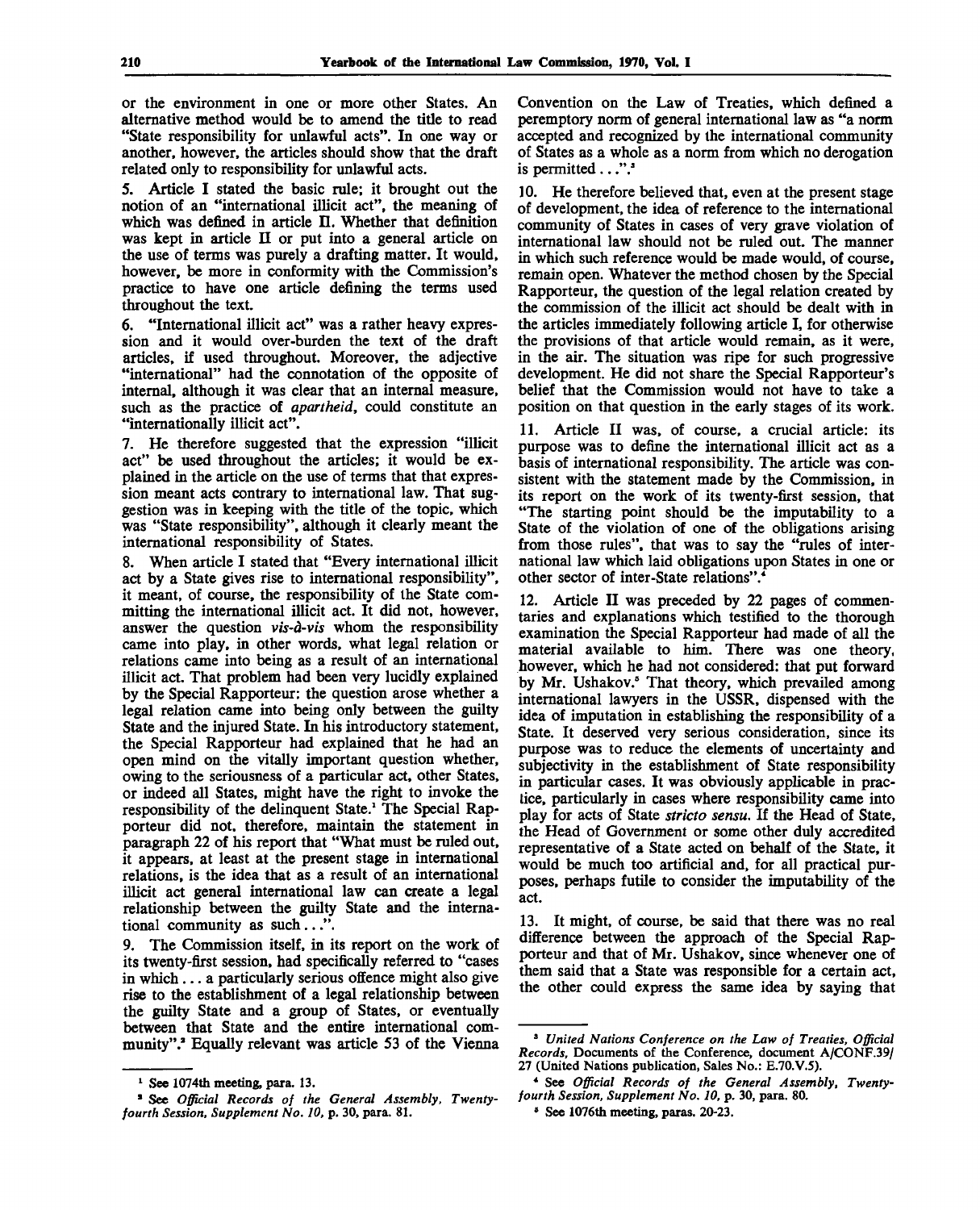or the environment in one or more other States. An alternative method would be to amend the title to read "State responsibility for unlawful acts". In one way or another, however, the articles should show that the draft related only to responsibility for unlawful acts.

5. Article I stated the basic rule; it brought out the notion of an "international illicit act", the meaning of which was defined in article II. Whether that definition was kept in article II or put into a general article on the use of terms was purely a drafting matter. It would, however, be more in conformity with the Commission's practice to have one article defining the terms used throughout the text.

6. "International illicit act" was a rather heavy expression and it would over-burden the text of the draft articles, if used throughout. Moreover, the adjective "international" had the connotation of the opposite of internal, although it was clear that an internal measure, such as the practice of *apartheid*, could constitute an "internationally illicit act".

7. He therefore suggested that the expression "illicit act" be used throughout the articles; it would be explained in the article on the use of terms that that expression meant acts contrary to international law. That suggestion was in keeping with the title of the topic, which was "State responsibility", although it clearly meant the international responsibility of States.

8. When article I stated that "Every international illicit act by a State gives rise to international responsibility", it meant, of course, the responsibility of the State committing the international illicit act. It did not, however, answer the question *vis-à-vis* whom the responsibility came into play, in other words, what legal relation or relations came into being as a result of an international illicit act. That problem had been very lucidly explained by the Special Rapporteur: the question arose whether a legal relation came into being only between the guilty State and the injured State. In his introductory statement, the Special Rapporteur had explained that he had an open mind on the vitally important question whether, owing to the seriousness of a particular act, other States, or indeed all States, might have the right to invoke the responsibility of the delinquent State.[1] The Special Rapporteur did not, therefore, maintain the statement in paragraph 22 of his report that "What must be ruled out, it appears, at least at the present stage in international relations, is the idea that as a result of an international illicit act general international law can create a legal relationship between the guilty State and the international community as such...".

9. The Commission itself, in its report on the work of its twenty-first session, had specifically referred to "cases in which ... a particularly serious offence might also give rise to the establishment of a legal relationship between the guilty State and a group of States, or eventually between that State and the entire international community".[2] Equally relevant was article 53 of the Vienna Convention on the Law of Treaties, which defined a peremptory norm of general international law as "a norm accepted and recognized by the international community of States as a whole as a norm from which no derogation is permitted...".[3]

10. He therefore believed that, even at the present stage of development, the idea of reference to the international community of States in cases of very grave violation of international law should not be ruled out. The manner in which such reference would be made would, of course, remain open. Whatever the method chosen by the Special Rapporteur, the question of the legal relation created by the commission of the illicit act should be dealt with in the articles immediately following article I, for otherwise the provisions of that article would remain, as it were, in the air. The situation was ripe for such progressive development. He did not share the Special Rapporteur's belief that the Commission would not have to take a position on that question in the early stages of its work.

11. Article II was, of course, a crucial article: its purpose was to define the international illicit act as a basis of international responsibility. The article was consistent with the statement made by the Commission, in its report on the work of its twenty-first session, that "The starting point should be the imputability to a State of the violation of one of the obligations arising from those rules", that was to say the "rules of international law which laid obligations upon States in one or other sector of inter-State relations".[4]

12. Article II was preceded by 22 pages of commentaries and explanations which testified to the thorough examination the Special Rapporteur had made of all the material available to him. There was one theory, however, which he had not considered: that put forward by Mr. Ushakov.[5] That theory, which prevailed among international lawyers in the USSR, dispensed with the idea of imputation in establishing the responsibility of a State. It deserved very serious consideration, since its purpose was to reduce the elements of uncertainty and subjectivity in the establishment of State responsibility in particular cases. It was obviously applicable in practice, particularly in cases where responsibility came into play for acts of State *stricto sensu*. If the Head of State, the Head of Government or some other duly accredited representative of a State acted on behalf of the State, it would be much too artificial and, for all practical purposes, perhaps futile to consider the imputability of the act.

13. It might, of course, be said that there was no real difference between the approach of the Special Rapporteur and that of Mr. Ushakov, since whenever one of them said that a State was responsible for a certain act, the other could express the same idea by saying that

---

[1] See 1074th meeting, para. 13.

[2] See *Official Records of the General Assembly, Twenty-fourth Session, Supplement No. 10*, p. 30, para. 81.

[3] *United Nations Conference on the Law of Treaties, Official Records*, Documents of the Conference, document A/CONF.39/27 (United Nations publication, Sales No.: E.70.V.5).

[4] See *Official Records of the General Assembly, Twenty-fourth Session, Supplement No. 10*, p. 30, para. 80.

[5] See 1076th meeting, paras. 20-23.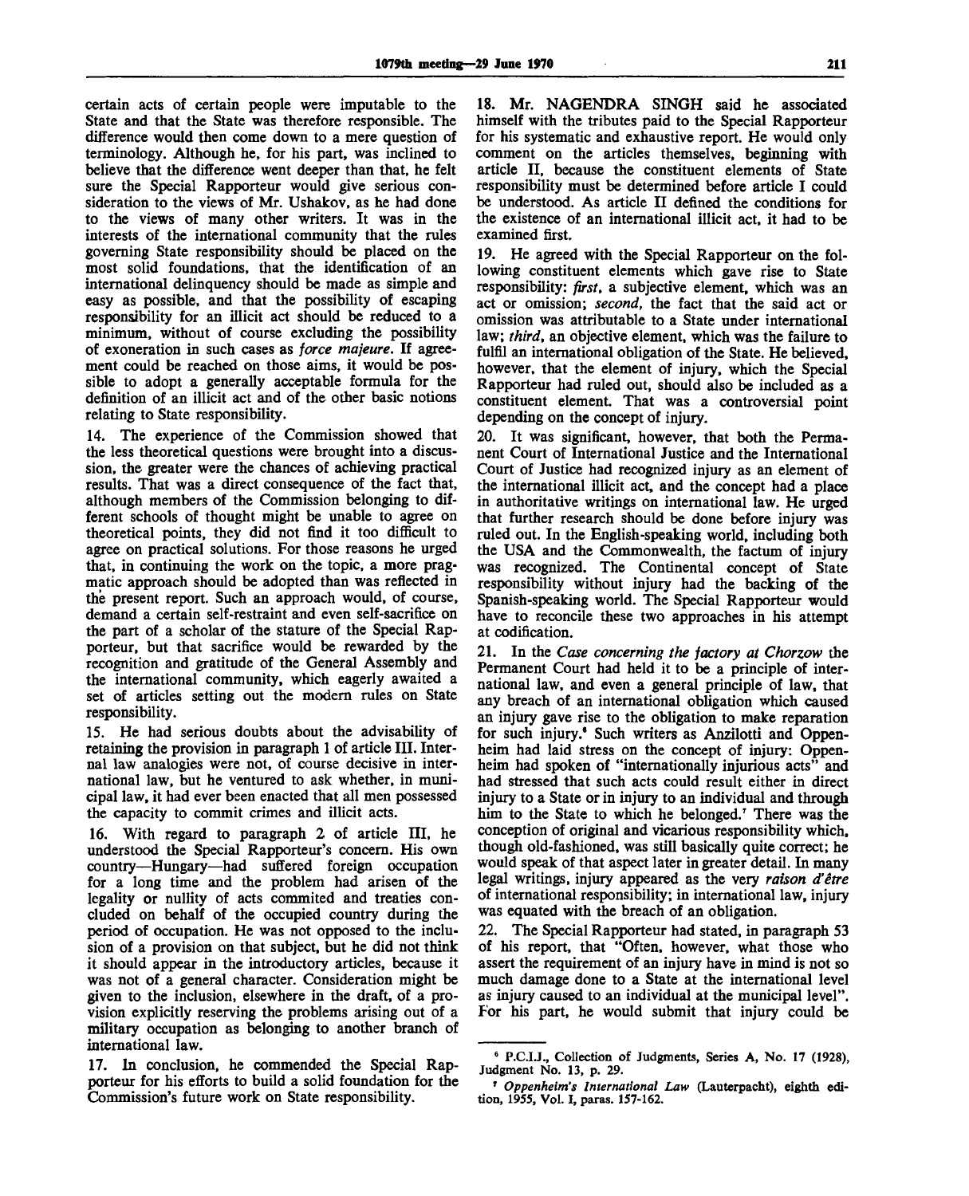certain acts of certain people were imputable to the State and that the State was therefore responsible. The difference would then come down to a mere question of terminology. Although he, for his part, was inclined to believe that the difference went deeper than that, he felt sure the Special Rapporteur would give serious consideration to the views of Mr. Ushakov, as he had done to the views of many other writers. It was in the interests of the international community that the rules governing State responsibility should be placed on the most solid foundations, that the identification of an international delinquency should be made as simple and easy as possible, and that the possibility of escaping responsibility for an illicit act should be reduced to a minimum, without of course excluding the possibility of exoneration in such cases as *force majeure*. If agreement could be reached on those aims, it would be possible to adopt a generally acceptable formula for the definition of an illicit act and of the other basic notions relating to State responsibility.

14. The experience of the Commission showed that the less theoretical questions were brought into a discussion, the greater were the chances of achieving practical results. That was a direct consequence of the fact that, although members of the Commission belonging to different schools of thought might be unable to agree on theoretical points, they did not find it too difficult to agree on practical solutions. For those reasons he urged that, in continuing the work on the topic, a more pragmatic approach should be adopted than was reflected in the present report. Such an approach would, of course, demand a certain self-restraint and even self-sacrifice on the part of a scholar of the stature of the Special Rapporteur, but that sacrifice would be rewarded by the recognition and gratitude of the General Assembly and the international community, which eagerly awaited a set of articles setting out the modern rules on State responsibility.

15. He had serious doubts about the advisability of retaining the provision in paragraph 1 of article III. Internal law analogies were not, of course decisive in international law, but he ventured to ask whether, in municipal law, it had ever been enacted that all men possessed the capacity to commit crimes and illicit acts.

16. With regard to paragraph 2 of article III, he understood the Special Rapporteur's concern. His own country—Hungary—had suffered foreign occupation for a long time and the problem had arisen of the legality or nullity of acts commited and treaties concluded on behalf of the occupied country during the period of occupation. He was not opposed to the inclusion of a provision on that subject, but he did not think it should appear in the introductory articles, because it was not of a general character. Consideration might be given to the inclusion, elsewhere in the draft, of a provision explicitly reserving the problems arising out of a military occupation as belonging to another branch of international law.

17. In conclusion, he commended the Special Rapporteur for his efforts to build a solid foundation for the Commission's future work on State responsibility.

18. Mr. NAGENDRA SINGH said he associated himself with the tributes paid to the Special Rapporteur for his systematic and exhaustive report. He would only comment on the articles themselves, beginning with article II, because the constituent elements of State responsibility must be determined before article I could be understood. As article II defined the conditions for the existence of an international illicit act, it had to be examined first.

19. He agreed with the Special Rapporteur on the following constituent elements which gave rise to State responsibility: *first*, a subjective element, which was an act or omission; *second*, the fact that the said act or omission was attributable to a State under international law; *third*, an objective element, which was the failure to fulfil an international obligation of the State. He believed, however, that the element of injury, which the Special Rapporteur had ruled out, should also be included as a constituent element. That was a controversial point depending on the concept of injury.

20. It was significant, however, that both the Permanent Court of International Justice and the International Court of Justice had recognized injury as an element of the international illicit act, and the concept had a place in authoritative writings on international law. He urged that further research should be done before injury was ruled out. In the English-speaking world, including both the USA and the Commonwealth, the factum of injury was recognized. The Continental concept of State responsibility without injury had the backing of the Spanish-speaking world. The Special Rapporteur would have to reconcile these two approaches in his attempt at codification.

21. In the *Case concerning the factory at Chorzow* the Permanent Court had held it to be a principle of international law, and even a general principle of law, that any breach of an international obligation which caused an injury gave rise to the obligation to make reparation for such injury.[6] Such writers as Anzilotti and Oppenheim had laid stress on the concept of injury: Oppenheim had spoken of "internationally injurious acts" and had stressed that such acts could result either in direct injury to a State or in injury to an individual and through him to the State to which he belonged.[7] There was the conception of original and vicarious responsibility which, though old-fashioned, was still basically quite correct; he would speak of that aspect later in greater detail. In many legal writings, injury appeared as the very *raison d'être* of international responsibility; in international law, injury was equated with the breach of an obligation.

22. The Special Rapporteur had stated, in paragraph 53 of his report, that "Often, however, what those who assert the requirement of an injury have in mind is not so much damage done to a State at the international level as injury caused to an individual at the municipal level". For his part, he would submit that injury could be

---

[6] P.C.I.J., Collection of Judgments, Series A, No. 17 (1928), Judgment No. 13, p. 29.

[7] *Oppenheim's International Law* (Lauterpacht), eighth edition, 1955, Vol. I, paras. 157-162.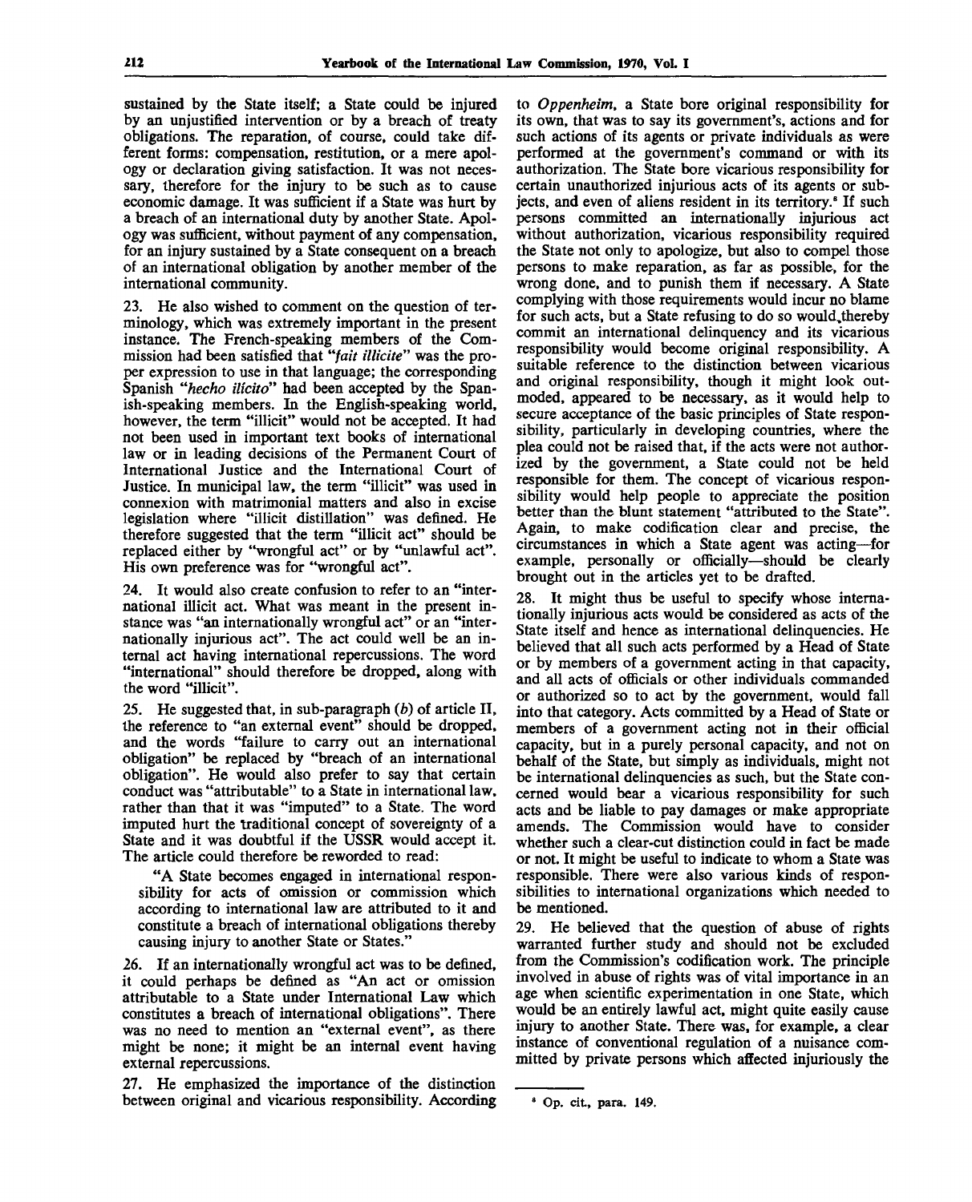sustained by the State itself; a State could be injured by an unjustified intervention or by a breach of treaty obligations. The reparation, of course, could take different forms: compensation, restitution, or a mere apology or declaration giving satisfaction. It was not necessary, therefore for the injury to be such as to cause economic damage. It was sufficient if a State was hurt by a breach of an international duty by another State. Apology was sufficient, without payment of any compensation, for an injury sustained by a State consequent on a breach of an international obligation by another member of the international community.

23. He also wished to comment on the question of terminology, which was extremely important in the present instance. The French-speaking members of the Commission had been satisfied that "*fait illicite*" was the proper expression to use in that language; the corresponding Spanish "*hecho ilícito*" had been accepted by the Spanish-speaking members. In the English-speaking world, however, the term "illicit" would not be accepted. It had not been used in important text books of international law or in leading decisions of the Permanent Court of International Justice and the International Court of Justice. In municipal law, the term "illicit" was used in connexion with matrimonial matters and also in excise legislation where "illicit distillation" was defined. He therefore suggested that the term "illicit act" should be replaced either by "wrongful act" or by "unlawful act". His own preference was for "wrongful act".

24. It would also create confusion to refer to an "international illicit act. What was meant in the present instance was "an internationally wrongful act" or an "internationally injurious act". The act could well be an internal act having international repercussions. The word "international" should therefore be dropped, along with the word "illicit".

25. He suggested that, in sub-paragraph (*b*) of article II, the reference to "an external event" should be dropped, and the words "failure to carry out an international obligation" be replaced by "breach of an international obligation". He would also prefer to say that certain conduct was "attributable" to a State in international law, rather than that it was "imputed" to a State. The word imputed hurt the traditional concept of sovereignty of a State and it was doubtful if the USSR would accept it. The article could therefore be reworded to read:

"A State becomes engaged in international responsibility for acts of omission or commission which according to international law are attributed to it and constitute a breach of international obligations thereby causing injury to another State or States."

26. If an internationally wrongful act was to be defined, it could perhaps be defined as "An act or omission attributable to a State under International Law which constitutes a breach of international obligations". There was no need to mention an "external event", as there might be none; it might be an internal event having external repercussions.

27. He emphasized the importance of the distinction between original and vicarious responsibility. According to *Oppenheim*, a State bore original responsibility for its own, that was to say its government's, actions and for such actions of its agents or private individuals as were performed at the government's command or with its authorization. The State bore vicarious responsibility for certain unauthorized injurious acts of its agents or subjects, and even of aliens resident in its territory.[8] If such persons committed an internationally injurious act without authorization, vicarious responsibility required the State not only to apologize, but also to compel those persons to make reparation, as far as possible, for the wrong done, and to punish them if necessary. A State complying with those requirements would incur no blame for such acts, but a State refusing to do so would,thereby commit an international delinquency and its vicarious responsibility would become original responsibility. A suitable reference to the distinction between vicarious and original responsibility, though it might look outmoded, appeared to be necessary, as it would help to secure acceptance of the basic principles of State responsibility, particularly in developing countries, where the plea could not be raised that, if the acts were not authorized by the government, a State could not be held responsible for them. The concept of vicarious responsibility would help people to appreciate the position better than the blunt statement "attributed to the State". Again, to make codification clear and precise, the circumstances in which a State agent was acting—for example, personally or officially—should be clearly brought out in the articles yet to be drafted.

28. It might thus be useful to specify whose internationally injurious acts would be considered as acts of the State itself and hence as international delinquencies. He believed that all such acts performed by a Head of State or by members of a government acting in that capacity, and all acts of officials or other individuals commanded or authorized so to act by the government, would fall into that category. Acts committed by a Head of State or members of a government acting not in their official capacity, but in a purely personal capacity, and not on behalf of the State, but simply as individuals, might not be international delinquencies as such, but the State concerned would bear a vicarious responsibility for such acts and be liable to pay damages or make appropriate amends. The Commission would have to consider whether such a clear-cut distinction could in fact be made or not. It might be useful to indicate to whom a State was responsible. There were also various kinds of responsibilities to international organizations which needed to be mentioned.

29. He believed that the question of abuse of rights warranted further study and should not be excluded from the Commission's codification work. The principle involved in abuse of rights was of vital importance in an age when scientific experimentation in one State, which would be an entirely lawful act, might quite easily cause injury to another State. There was, for example, a clear instance of conventional regulation of a nuisance committed by private persons which affected injuriously the

---

[8] Op. cit., para. 149.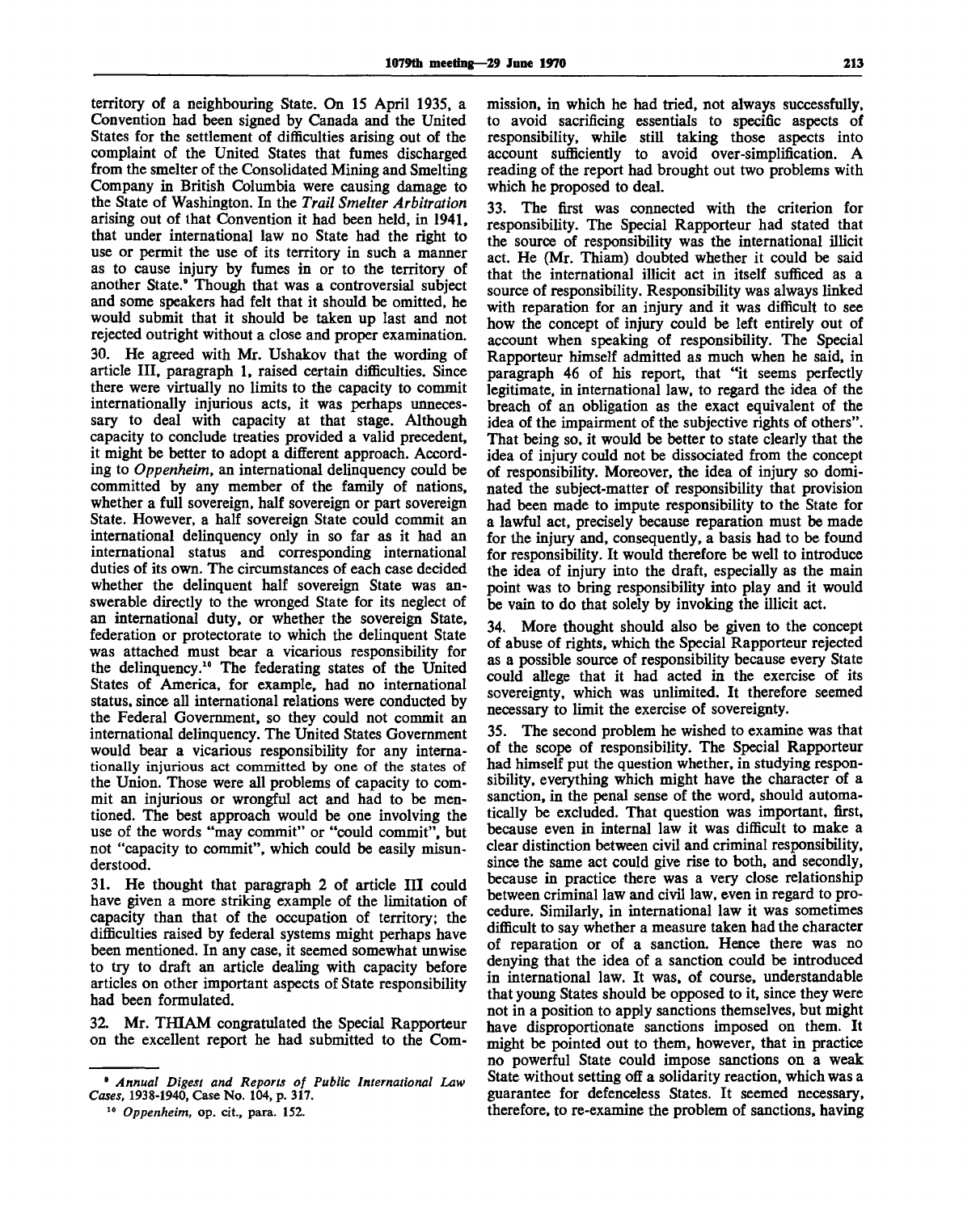territory of a neighbouring State. On 15 April 1935, a Convention had been signed by Canada and the United States for the settlement of difficulties arising out of the complaint of the United States that fumes discharged from the smelter of the Consolidated Mining and Smelting Company in British Columbia were causing damage to the State of Washington. In the *Trail Smelter Arbitration* arising out of that Convention it had been held, in 1941, that under international law no State had the right to use or permit the use of its territory in such a manner as to cause injury by fumes in or to the territory of another State.[9] Though that was a controversial subject and some speakers had felt that it should be omitted, he would submit that it should be taken up last and not rejected outright without a close and proper examination.

30. He agreed with Mr. Ushakov that the wording of article III, paragraph 1, raised certain difficulties. Since there were virtually no limits to the capacity to commit internationally injurious acts, it was perhaps unnecessary to deal with capacity at that stage. Although capacity to conclude treaties provided a valid precedent, it might be better to adopt a different approach. According to *Oppenheim*, an international delinquency could be committed by any member of the family of nations, whether a full sovereign, half sovereign or part sovereign State. However, a half sovereign State could commit an international delinquency only in so far as it had an international status and corresponding international duties of its own. The circumstances of each case decided whether the delinquent half sovereign State was answerable directly to the wronged State for its neglect of an international duty, or whether the sovereign State, federation or protectorate to which the delinquent State was attached must bear a vicarious responsibility for the delinquency.[10] The federating states of the United States of America, for example, had no international status, since all international relations were conducted by the Federal Government, so they could not commit an international delinquency. The United States Government would bear a vicarious responsibility for any internationally injurious act committed by one of the states of the Union. Those were all problems of capacity to commit an injurious or wrongful act and had to be mentioned. The best approach would be one involving the use of the words "may commit" or "could commit", but not "capacity to commit", which could be easily misunderstood.

31. He thought that paragraph 2 of article III could have given a more striking example of the limitation of capacity than that of the occupation of territory; the difficulties raised by federal systems might perhaps have been mentioned. In any case, it seemed somewhat unwise to try to draft an article dealing with capacity before articles on other important aspects of State responsibility had been formulated.

32. Mr. THIAM congratulated the Special Rapporteur on the excellent report he had submitted to the Commission, in which he had tried, not always successfully, to avoid sacrificing essentials to specific aspects of responsibility, while still taking those aspects into account sufficiently to avoid over-simplification. A reading of the report had brought out two problems with which he proposed to deal.

33. The first was connected with the criterion for responsibility. The Special Rapporteur had stated that the source of responsibility was the international illicit act. He (Mr. Thiam) doubted whether it could be said that the international illicit act in itself sufficed as a source of responsibility. Responsibility was always linked with reparation for an injury and it was difficult to see how the concept of injury could be left entirely out of account when speaking of responsibility. The Special Rapporteur himself admitted as much when he said, in paragraph 46 of his report, that "it seems perfectly legitimate, in international law, to regard the idea of the breach of an obligation as the exact equivalent of the idea of the impairment of the subjective rights of others". That being so, it would be better to state clearly that the idea of injury could not be dissociated from the concept of responsibility. Moreover, the idea of injury so dominated the subject-matter of responsibility that provision had been made to impute responsibility to the State for a lawful act, precisely because reparation must be made for the injury and, consequently, a basis had to be found for responsibility. It would therefore be well to introduce the idea of injury into the draft, especially as the main point was to bring responsibility into play and it would be vain to do that solely by invoking the illicit act.

34. More thought should also be given to the concept of abuse of rights, which the Special Rapporteur rejected as a possible source of responsibility because every State could allege that it had acted in the exercise of its sovereignty, which was unlimited. It therefore seemed necessary to limit the exercise of sovereignty.

35. The second problem he wished to examine was that of the scope of responsibility. The Special Rapporteur had himself put the question whether, in studying responsibility, everything which might have the character of a sanction, in the penal sense of the word, should automatically be excluded. That question was important, first, because even in internal law it was difficult to make a clear distinction between civil and criminal responsibility, since the same act could give rise to both, and secondly, because in practice there was a very close relationship between criminal law and civil law, even in regard to procedure. Similarly, in international law it was sometimes difficult to say whether a measure taken had the character of reparation or of a sanction. Hence there was no denying that the idea of a sanction could be introduced in international law. It was, of course, understandable that young States should be opposed to it, since they were not in a position to apply sanctions themselves, but might have disproportionate sanctions imposed on them. It might be pointed out to them, however, that in practice no powerful State could impose sanctions on a weak State without setting off a solidarity reaction, which was a guarantee for defenceless States. It seemed necessary, therefore, to re-examine the problem of sanctions, having

---

[9] *Annual Digest and Reports of Public International Law Cases*, 1938-1940, Case No. 104, p. 317.

[10] *Oppenheim*, op. cit., para. 152.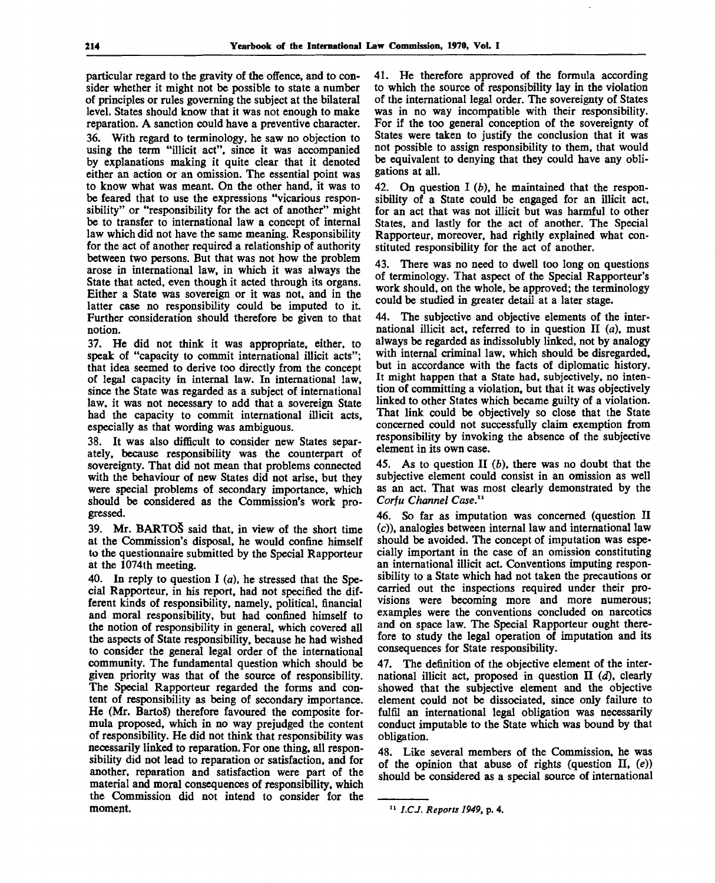particular regard to the gravity of the offence, and to consider whether it might not be possible to state a number of principles or rules governing the subject at the bilateral level. States should know that it was not enough to make reparation. A sanction could have a preventive character.

36. With regard to terminology, he saw no objection to using the term "illicit act", since it was accompanied by explanations making it quite clear that it denoted either an action or an omission. The essential point was to know what was meant. On the other hand, it was to be feared that to use the expressions "vicarious responsibility" or "responsibility for the act of another" might be to transfer to international law a concept of internal law which did not have the same meaning. Responsibility for the act of another required a relationship of authority between two persons. But that was not how the problem arose in international law, in which it was always the State that acted, even though it acted through its organs. Either a State was sovereign or it was not, and in the latter case no responsibility could be imputed to it. Further consideration should therefore be given to that notion.

37. He did not think it was appropriate, either, to speak of "capacity to commit international illicit acts"; that idea seemed to derive too directly from the concept of legal capacity in internal law. In international law, since the State was regarded as a subject of international law, it was not necessary to add that a sovereign State had the capacity to commit international illicit acts, especially as that wording was ambiguous.

38. It was also difficult to consider new States separately, because responsibility was the counterpart of sovereignty. That did not mean that problems connected with the behaviour of new States did not arise, but they were special problems of secondary importance, which should be considered as the Commission's work progressed.

39. Mr. BARTOŠ said that, in view of the short time at the Commission's disposal, he would confine himself to the questionnaire submitted by the Special Rapporteur at the 1074th meeting.

40. In reply to question I (*a*), he stressed that the Special Rapporteur, in his report, had not specified the different kinds of responsibility, namely, political, financial and moral responsibility, but had confined himself to the notion of responsibility in general, which covered all the aspects of State responsibility, because he had wished to consider the general legal order of the international community. The fundamental question which should be given priority was that of the source of responsibility. The Special Rapporteur regarded the forms and content of responsibility as being of secondary importance. He (Mr. Bartoš) therefore favoured the composite formula proposed, which in no way prejudged the content of responsibility. He did not think that responsibility was necessarily linked to reparation. For one thing, all responsibility did not lead to reparation or satisfaction, and for another, reparation and satisfaction were part of the material and moral consequences of responsibility, which the Commission did not intend to consider for the moment.

41. He therefore approved of the formula according to which the source of responsibility lay in the violation of the international legal order. The sovereignty of States was in no way incompatible with their responsibility. For if the too general conception of the sovereignty of States were taken to justify the conclusion that it was not possible to assign responsibility to them, that would be equivalent to denying that they could have any obligations at all.

42. On question I (*b*), he maintained that the responsibility of a State could be engaged for an illicit act, for an act that was not illicit but was harmful to other States, and lastly for the act of another. The Special Rapporteur, moreover, had rightly explained what constituted responsibility for the act of another.

43. There was no need to dwell too long on questions of terminology. That aspect of the Special Rapporteur's work should, on the whole, be approved; the terminology could be studied in greater detail at a later stage.

44. The subjective and objective elements of the international illicit act, referred to in question II (*a*), must always be regarded as indissolubly linked, not by analogy with internal criminal law, which should be disregarded, but in accordance with the facts of diplomatic history. It might happen that a State had, subjectively, no intention of committing a violation, but that it was objectively linked to other States which became guilty of a violation. That link could be objectively so close that the State concerned could not successfully claim exemption from responsibility by invoking the absence of the subjective element in its own case.

45. As to question II (*b*), there was no doubt that the subjective element could consist in an omission as well as an act. That was most clearly demonstrated by the *Corfu Channel Case*.[11]

46. So far as imputation was concerned (question II (*c*)), analogies between internal law and international law should be avoided. The concept of imputation was especially important in the case of an omission constituting an international illicit act. Conventions imputing responsibility to a State which had not taken the precautions or carried out the inspections required under their provisions were becoming more and more numerous; examples were the conventions concluded on narcotics and on space law. The Special Rapporteur ought therefore to study the legal operation of imputation and its consequences for State responsibility.

47. The definition of the objective element of the international illicit act, proposed in question II (*d*), clearly showed that the subjective element and the objective element could not be dissociated, since only failure to fulfil an international legal obligation was necessarily conduct imputable to the State which was bound by that obligation.

48. Like several members of the Commission, he was of the opinion that abuse of rights (question II, (*e*)) should be considered as a special source of international

[11] *I.C.J. Reports 1949*, p. 4.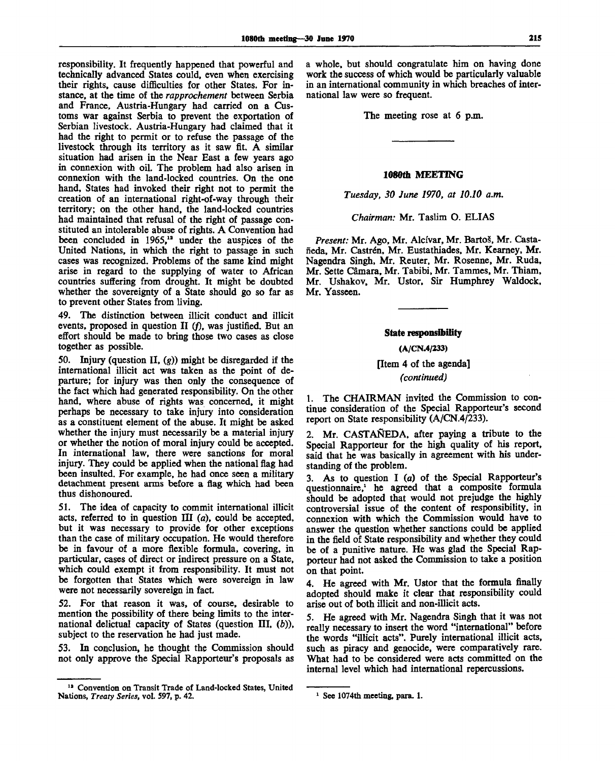responsibility. It frequently happened that powerful and technically advanced States could, even when exercising their rights, cause difficulties for other States. For instance, at the time of the *rapprochement* between Serbia and France, Austria-Hungary had carried on a Customs war against Serbia to prevent the exportation of Serbian livestock. Austria-Hungary had claimed that it had the right to permit or to refuse the passage of the livestock through its territory as it saw fit. A similar situation had arisen in the Near East a few years ago in connexion with oil. The problem had also arisen in connexion with the land-locked countries. On the one hand, States had invoked their right not to permit the creation of an international right-of-way through their territory; on the other hand, the land-locked countries had maintained that refusal of the right of passage constituted an intolerable abuse of rights. A Convention had been concluded in 1965,[12] under the auspices of the United Nations, in which the right to passage in such cases was recognized. Problems of the same kind might arise in regard to the supplying of water to African countries suffering from drought. It might be doubted whether the sovereignty of a State should go so far as to prevent other States from living.

49. The distinction between illicit conduct and illicit events, proposed in question II (*f*), was justified. But an effort should be made to bring those two cases as close together as possible.

50. Injury (question II, (*g*)) might be disregarded if the international illicit act was taken as the point of departure; for injury was then only the consequence of the fact which had generated responsibility. On the other hand, where abuse of rights was concerned, it might perhaps be necessary to take injury into consideration as a constituent element of the abuse. It might be asked whether the injury must necessarily be a material injury or whether the notion of moral injury could be accepted. In international law, there were sanctions for moral injury. They could be applied when the national flag had been insulted. For example, he had once seen a military detachment present arms before a flag which had been thus dishonoured.

51. The idea of capacity to commit international illicit acts, referred to in question III (*a*), could be accepted, but it was necessary to provide for other exceptions than the case of military occupation. He would therefore be in favour of a more flexible formula, covering, in particular, cases of direct or indirect pressure on a State, which could exempt it from responsibility. It must not be forgotten that States which were sovereign in law were not necessarily sovereign in fact.

52. For that reason it was, of course, desirable to mention the possibility of there being limits to the international delictual capacity of States (question III, (*b*)), subject to the reservation he had just made.

53. In conclusion, he thought the Commission should not only approve the Special Rapporteur's proposals as a whole, but should congratulate him on having done work the success of which would be particularly valuable in an international community in which breaches of international law were so frequent.

The meeting rose at 6 p.m.

[12] Convention on Transit Trade of Land-locked States, United Nations, *Treaty Series*, vol. 597, p. 42.

## 1080th MEETING

*Tuesday, 30 June 1970, at 10.10 a.m.*

*Chairman:* Mr. Taslim O. ELIAS

*Present:* Mr. Ago, Mr. Alcívar, Mr. Bartoš, Mr. Castañeda, Mr. Castrén, Mr. Eustathiades, Mr. Kearney, Mr. Nagendra Singh, Mr. Reuter, Mr. Rosenne, Mr. Ruda, Mr. Sette Câmara, Mr. Tabibi, Mr. Tammes, Mr. Thiam, Mr. Ushakov, Mr. Ustor, Sir Humphrey Waldock, Mr. Yasseen.

### State responsibility

**(A/CN.4/233)**

[Item 4 of the agenda]

*(continued)*

1. The CHAIRMAN invited the Commission to continue consideration of the Special Rapporteur's second report on State responsibility (A/CN.4/233).

2. Mr. CASTAÑEDA, after paying a tribute to the Special Rapporteur for the high quality of his report, said that he was basically in agreement with his understanding of the problem.

3. As to question I (*a*) of the Special Rapporteur's questionnaire,[1] he agreed that a composite formula should be adopted that would not prejudge the highly controversial issue of the content of responsibility, in connexion with which the Commission would have to answer the question whether sanctions could be applied in the field of State responsibility and whether they could be of a punitive nature. He was glad the Special Rapporteur had not asked the Commission to take a position on that point.

4. He agreed with Mr. Ustor that the formula finally adopted should make it clear that responsibility could arise out of both illicit and non-illicit acts.

5. He agreed with Mr. Nagendra Singh that it was not really necessary to insert the word "international" before the words "illicit acts". Purely international illicit acts, such as piracy and genocide, were comparatively rare. What had to be considered were acts committed on the internal level which had international repercussions.

[1] See 1074th meeting, para. 1.